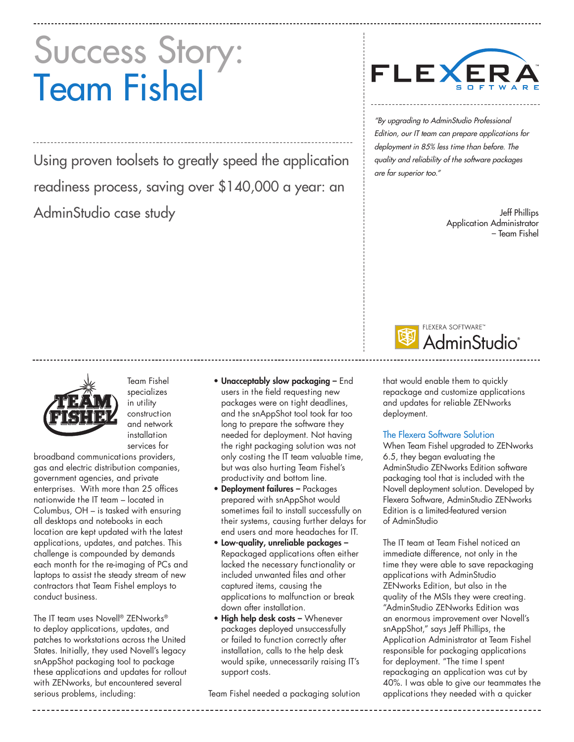# Success Story: Team Fishel

Using proven toolsets to greatly speed the application readiness process, saving over $140,000 a year: an AdminStudio case study

*"By upgrading to AdminStudio Professional Edition, our IT team can prepare applications for deployment in 85% less time than before. The quality and reliability of the software packages are far superior too."*

Jeff Phillips
Application Administrator
– Team Fishel

Team Fishel specializes in utility construction and network installation services for broadband communications providers, gas and electric distribution companies, government agencies, and private enterprises. With more than 25 offices nationwide the IT team – located in Columbus, OH – is tasked with ensuring all desktops and notebooks in each location are kept updated with the latest applications, updates, and patches. This challenge is compounded by demands each month for the re-imaging of PCs and laptops to assist the steady stream of new contractors that Team Fishel employs to conduct business.

The IT team uses Novell® ZENworks® to deploy applications, updates, and patches to workstations across the United States. Initially, they used Novell's legacy snAppShot packaging tool to package these applications and updates for rollout with ZENworks, but encountered several serious problems, including:

- **Unacceptably slow packaging –** End users in the field requesting new packages were on tight deadlines, and the snAppShot tool took far too long to prepare the software they needed for deployment. Not having the right packaging solution was not only costing the IT team valuable time, but was also hurting Team Fishel's productivity and bottom line.
- **Deployment failures –** Packages prepared with snAppShot would sometimes fail to install successfully on their systems, causing further delays for end users and more headaches for IT.
- **Low-quality, unreliable packages –** Repackaged applications often either lacked the necessary functionality or included unwanted files and other captured items, causing the applications to malfunction or break down after installation.
- **High help desk costs –** Whenever packages deployed unsuccessfully or failed to function correctly after installation, calls to the help desk would spike, unnecessarily raising IT's support costs.

Team Fishel needed a packaging solution that would enable them to quickly repackage and customize applications and updates for reliable ZENworks deployment.

## The Flexera Software Solution

When Team Fishel upgraded to ZENworks 6.5, they began evaluating the AdminStudio ZENworks Edition software packaging tool that is included with the Novell deployment solution. Developed by Flexera Software, AdminStudio ZENworks Edition is a limited-featured version of AdminStudio

The IT team at Team Fishel noticed an immediate difference, not only in the time they were able to save repackaging applications with AdminStudio ZENworks Edition, but also in the quality of the MSIs they were creating. "AdminStudio ZENworks Edition was an enormous improvement over Novell's snAppShot," says Jeff Phillips, the Application Administrator at Team Fishel responsible for packaging applications for deployment. "The time I spent repackaging an application was cut by 40%. I was able to give our teammates the applications they needed with a quicker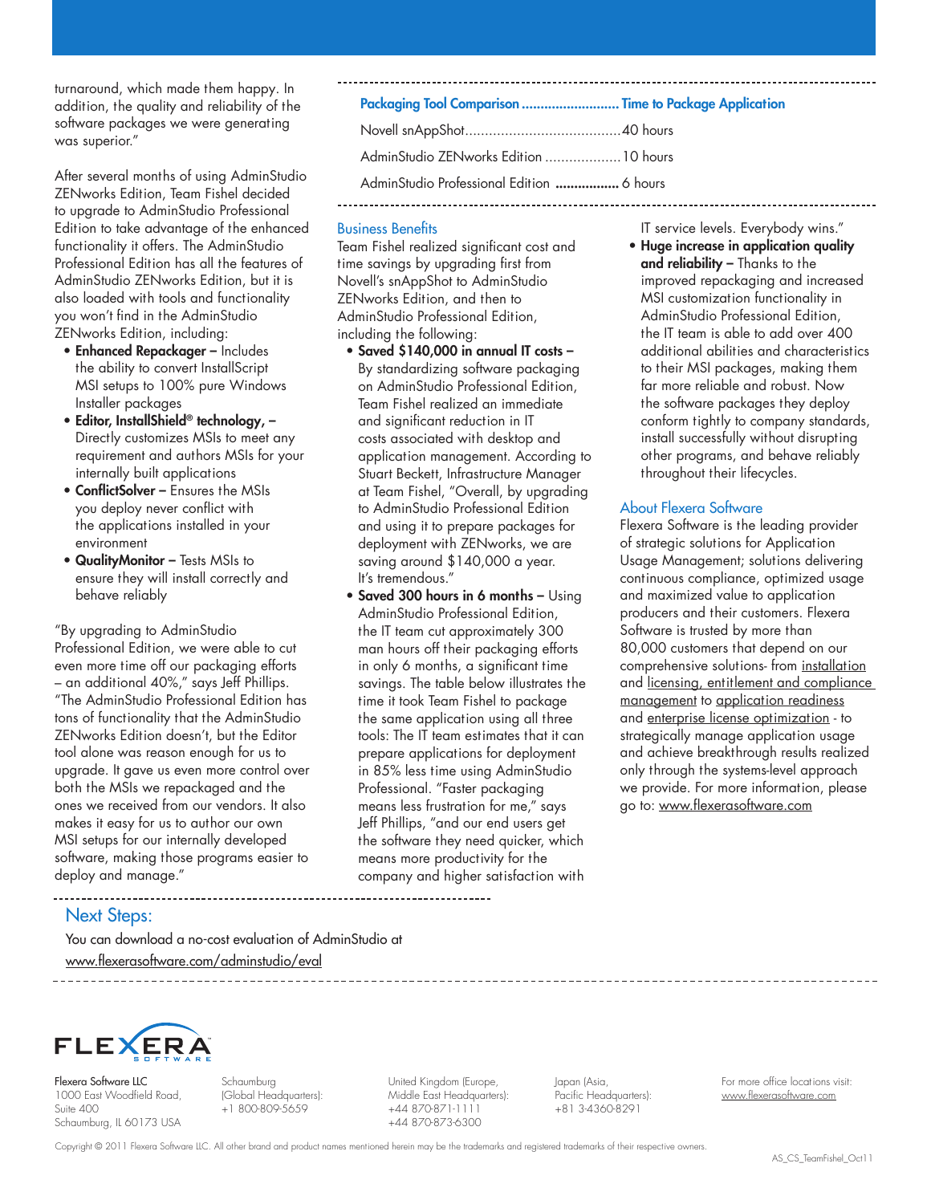turnaround, which made them happy. In addition, the quality and reliability of the software packages we were generating was superior."

After several months of using AdminStudio ZENworks Edition, Team Fishel decided to upgrade to AdminStudio Professional Edition to take advantage of the enhanced functionality it offers. The AdminStudio Professional Edition has all the features of AdminStudio ZENworks Edition, but it is also loaded with tools and functionality you won't find in the AdminStudio ZENworks Edition, including:

- **Enhanced Repackager –** Includes the ability to convert InstallScript MSI setups to 100% pure Windows Installer packages
- **Editor, InstallShield® technology, –** Directly customizes MSIs to meet any requirement and authors MSIs for your internally built applications
- **ConflictSolver –** Ensures the MSIs you deploy never conflict with the applications installed in your environment
- **QualityMonitor –** Tests MSIs to ensure they will install correctly and behave reliably

"By upgrading to AdminStudio Professional Edition, we were able to cut even more time off our packaging efforts – an additional 40%," says Jeff Phillips. "The AdminStudio Professional Edition has tons of functionality that the AdminStudio ZENworks Edition doesn't, but the Editor tool alone was reason enough for us to upgrade. It gave us even more control over both the MSIs we repackaged and the ones we received from our vendors. It also makes it easy for us to author our own MSI setups for our internally developed software, making those programs easier to deploy and manage."

| Packaging Tool Comparison | Time to Package Application |
|---|---|
| Novell snAppShot | 40 hours |
| AdminStudio ZENworks Edition | 10 hours |
| AdminStudio Professional Edition | 6 hours |

## Business Benefits

Team Fishel realized significant cost and time savings by upgrading first from Novell's snAppShot to AdminStudio ZENworks Edition, and then to AdminStudio Professional Edition, including the following:

- **Saved $140,000 in annual IT costs –** By standardizing software packaging on AdminStudio Professional Edition, Team Fishel realized an immediate and significant reduction in IT costs associated with desktop and application management. According to Stuart Beckett, Infrastructure Manager at Team Fishel, "Overall, by upgrading to AdminStudio Professional Edition and using it to prepare packages for deployment with ZENworks, we are saving around $140,000 a year. It's tremendous."
- **Saved 300 hours in 6 months –** Using AdminStudio Professional Edition, the IT team cut approximately 300 man hours off their packaging efforts in only 6 months, a significant time savings. The table below illustrates the time it took Team Fishel to package the same application using all three tools: The IT team estimates that it can prepare applications for deployment in 85% less time using AdminStudio Professional. "Faster packaging means less frustration for me," says Jeff Phillips, "and our end users get the software they need quicker, which means more productivity for the company and higher satisfaction with IT service levels. Everybody wins."
- **Huge increase in application quality and reliability –** Thanks to the improved repackaging and increased MSI customization functionality in AdminStudio Professional Edition, the IT team is able to add over 400 additional abilities and characteristics to their MSI packages, making them far more reliable and robust. Now the software packages they deploy conform tightly to company standards, install successfully without disrupting other programs, and behave reliably throughout their lifecycles.

## About Flexera Software

Flexera Software is the leading provider of strategic solutions for Application Usage Management; solutions delivering continuous compliance, optimized usage and maximized value to application producers and their customers. Flexera Software is trusted by more than 80,000 customers that depend on our comprehensive solutions- from installation and licensing, entitlement and compliance management to application readiness and enterprise license optimization - to strategically manage application usage and achieve breakthrough results realized only through the systems-level approach we provide. For more information, please go to: www.flexerasoftware.com

## Next Steps:

You can download a no-cost evaluation of AdminStudio at www.flexerasoftware.com/adminstudio/eval

FLEXERA SOFTWARE

Flexera Software LLC
1000 East Woodfield Road, Suite 400
Schaumburg, IL 60173 USA

Schaumburg
(Global Headquarters):
+1 800-809-5659

United Kingdom (Europe, Middle East Headquarters):
+44 870-871-1111
+44 870-873-6300

Japan (Asia, Pacific Headquarters):
+81 3-4360-8291

For more office locations visit:
www.flexerasoftware.com

Copyright © 2011 Flexera Software LLC. All other brand and product names mentioned herein may be the trademarks and registered trademarks of their respective owners.

AS_CS_TeamFishel_Oct11